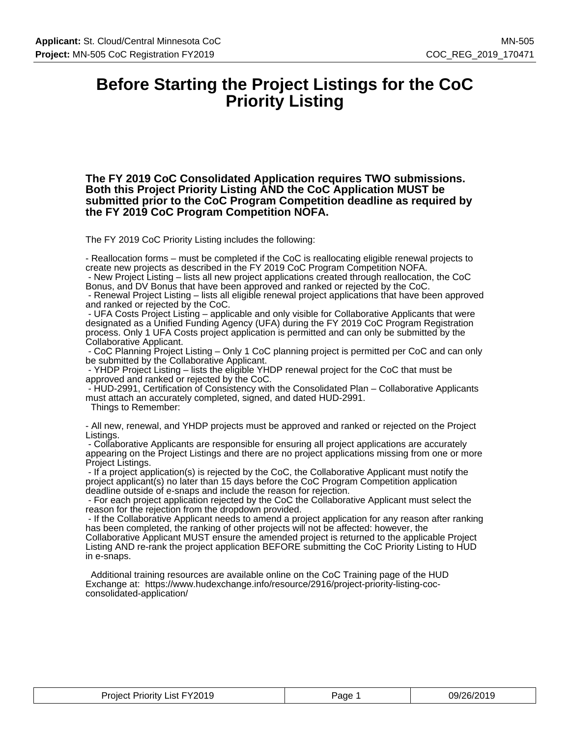# Before Starting the Project Listings for the CoC Priority Listing

**The FY 2019 CoC Consolidated Application requires TWO submissions. Both this Project Priority Listing AND the CoC Application MUST be submitted prior to the CoC Program Competition deadline as required by the FY 2019 CoC Program Competition NOFA.**

The FY 2019 CoC Priority Listing includes the following:

- Reallocation forms – must be completed if the CoC is reallocating eligible renewal projects to create new projects as described in the FY 2019 CoC Program Competition NOFA.
- New Project Listing – lists all new project applications created through reallocation, the CoC Bonus, and DV Bonus that have been approved and ranked or rejected by the CoC.
- Renewal Project Listing – lists all eligible renewal project applications that have been approved and ranked or rejected by the CoC.
- UFA Costs Project Listing – applicable and only visible for Collaborative Applicants that were designated as a Unified Funding Agency (UFA) during the FY 2019 CoC Program Registration process. Only 1 UFA Costs project application is permitted and can only be submitted by the Collaborative Applicant.
- CoC Planning Project Listing – Only 1 CoC planning project is permitted per CoC and can only be submitted by the Collaborative Applicant.
- YHDP Project Listing – lists the eligible YHDP renewal project for the CoC that must be approved and ranked or rejected by the CoC.
- HUD-2991, Certification of Consistency with the Consolidated Plan – Collaborative Applicants must attach an accurately completed, signed, and dated HUD-2991.

Things to Remember:

- All new, renewal, and YHDP projects must be approved and ranked or rejected on the Project Listings.
- Collaborative Applicants are responsible for ensuring all project applications are accurately appearing on the Project Listings and there are no project applications missing from one or more Project Listings.
- If a project application(s) is rejected by the CoC, the Collaborative Applicant must notify the project applicant(s) no later than 15 days before the CoC Program Competition application deadline outside of e-snaps and include the reason for rejection.
- For each project application rejected by the CoC the Collaborative Applicant must select the reason for the rejection from the dropdown provided.
- If the Collaborative Applicant needs to amend a project application for any reason after ranking has been completed, the ranking of other projects will not be affected: however, the Collaborative Applicant MUST ensure the amended project is returned to the applicable Project Listing AND re-rank the project application BEFORE submitting the CoC Priority Listing to HUD in e-snaps.

Additional training resources are available online on the CoC Training page of the HUD Exchange at: https://www.hudexchange.info/resource/2916/project-priority-listing-coc-consolidated-application/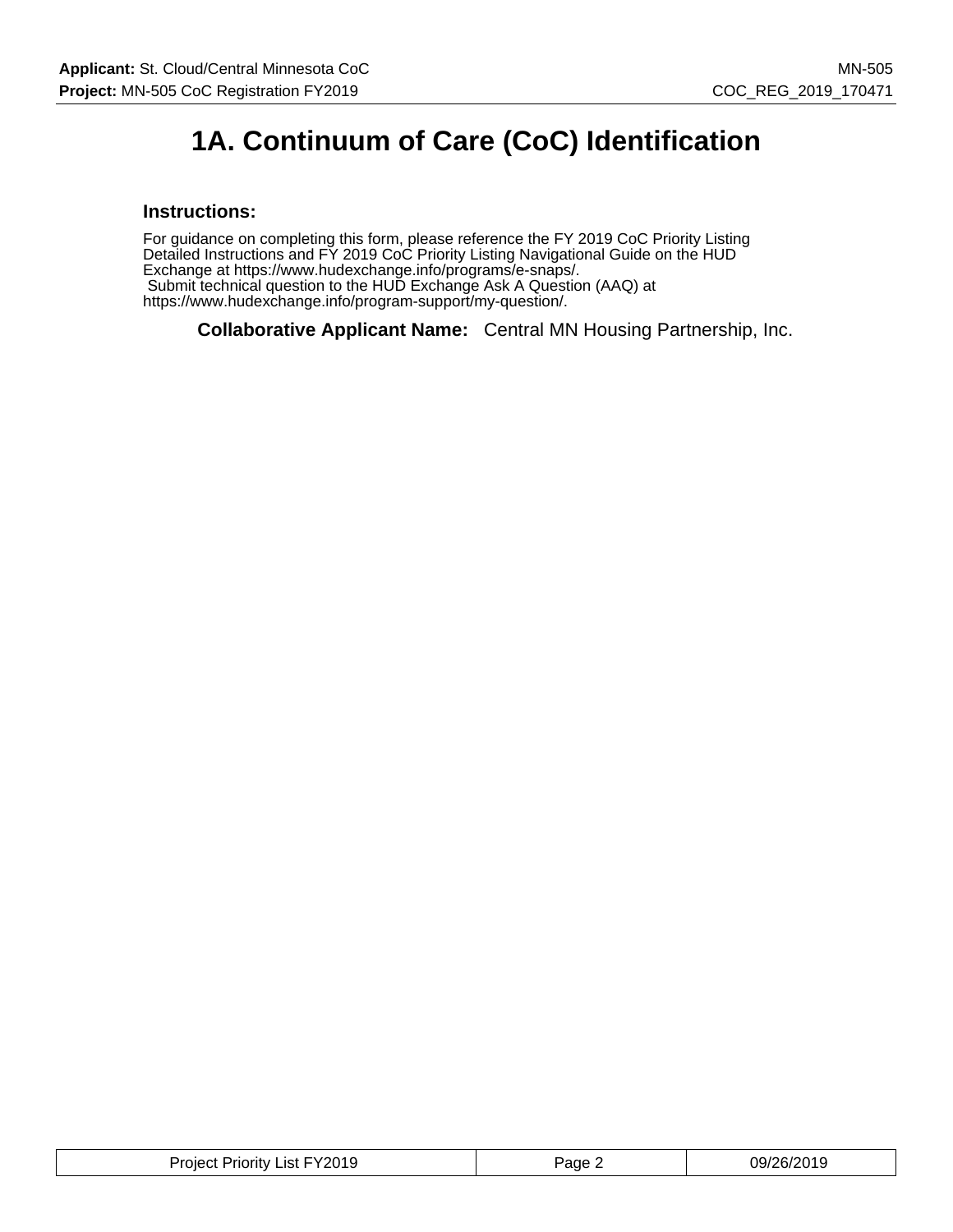# 1A. Continuum of Care (CoC) Identification

### Instructions:

For guidance on completing this form, please reference the FY 2019 CoC Priority Listing Detailed Instructions and FY 2019 CoC Priority Listing Navigational Guide on the HUD Exchange at https://www.hudexchange.info/programs/e-snaps/.
Submit technical question to the HUD Exchange Ask A Question (AAQ) at https://www.hudexchange.info/program-support/my-question/.

**Collaborative Applicant Name:** Central MN Housing Partnership, Inc.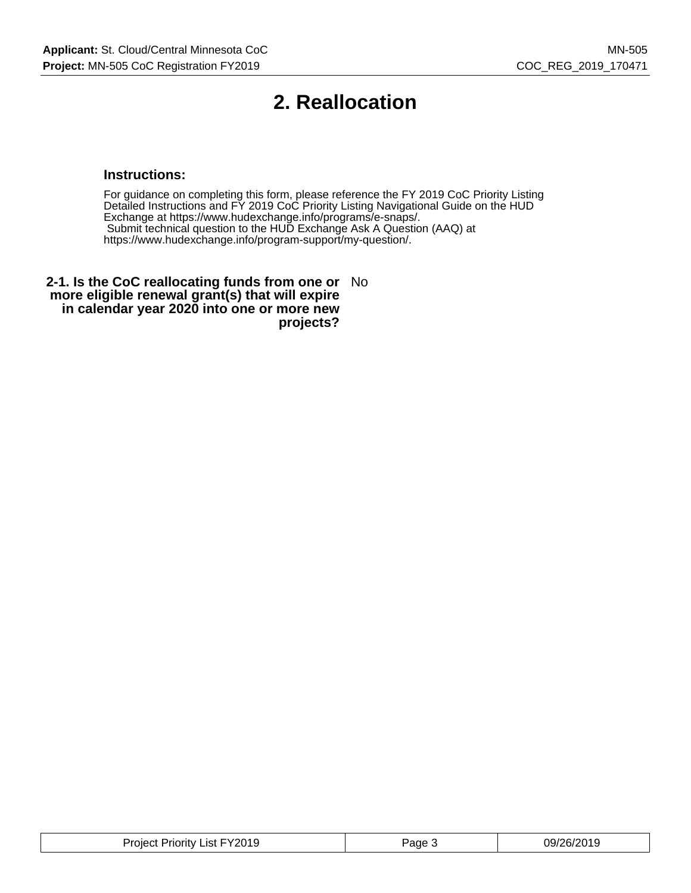# 2. Reallocation

### Instructions:

For guidance on completing this form, please reference the FY 2019 CoC Priority Listing Detailed Instructions and FY 2019 CoC Priority Listing Navigational Guide on the HUD Exchange at https://www.hudexchange.info/programs/e-snaps/.
Submit technical question to the HUD Exchange Ask A Question (AAQ) at https://www.hudexchange.info/program-support/my-question/.

**2-1. Is the CoC reallocating funds from one or more eligible renewal grant(s) that will expire in calendar year 2020 into one or more new projects?** No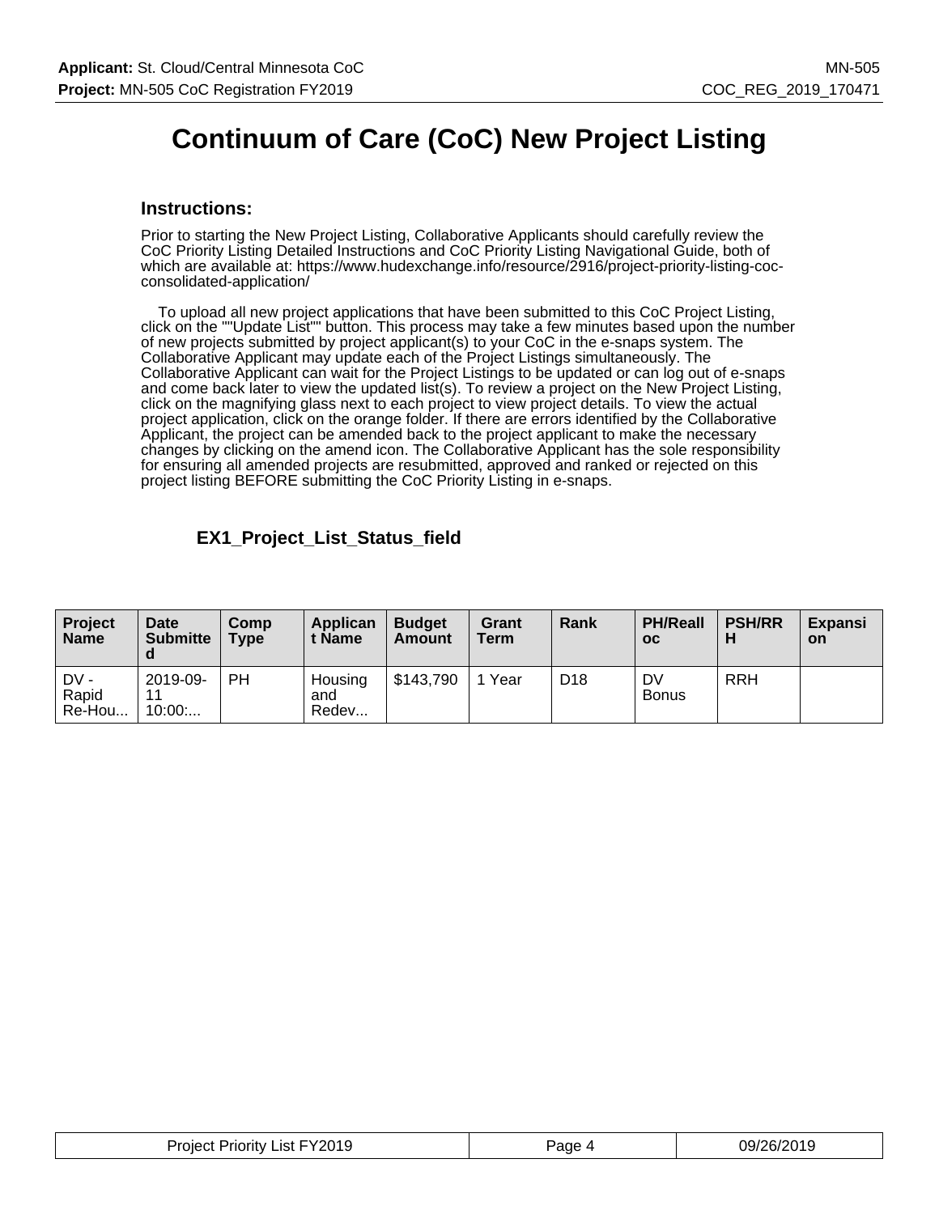# Continuum of Care (CoC) New Project Listing

## Instructions:

Prior to starting the New Project Listing, Collaborative Applicants should carefully review the CoC Priority Listing Detailed Instructions and CoC Priority Listing Navigational Guide, both of which are available at: https://www.hudexchange.info/resource/2916/project-priority-listing-coc-consolidated-application/

To upload all new project applications that have been submitted to this CoC Project Listing, click on the ""Update List"" button. This process may take a few minutes based upon the number of new projects submitted by project applicant(s) to your CoC in the e-snaps system. The Collaborative Applicant may update each of the Project Listings simultaneously. The Collaborative Applicant can wait for the Project Listings to be updated or can log out of e-snaps and come back later to view the updated list(s). To review a project on the New Project Listing, click on the magnifying glass next to each project to view project details. To view the actual project application, click on the orange folder. If there are errors identified by the Collaborative Applicant, the project can be amended back to the project applicant to make the necessary changes by clicking on the amend icon. The Collaborative Applicant has the sole responsibility for ensuring all amended projects are resubmitted, approved and ranked or rejected on this project listing BEFORE submitting the CoC Priority Listing in e-snaps.

### EX1_Project_List_Status_field

| Project Name | Date Submitted | Comp Type | Applicant Name | Budget Amount | Grant Term | Rank | PH/Realloc | PSH/RRH | Expansion |
|---|---|---|---|---|---|---|---|---|---|
| DV - Rapid Re-Hou... | 2019-09-11 10:00:... | PH | Housing and Redev... | $143,790 | 1 Year | D18 | DV Bonus | RRH | |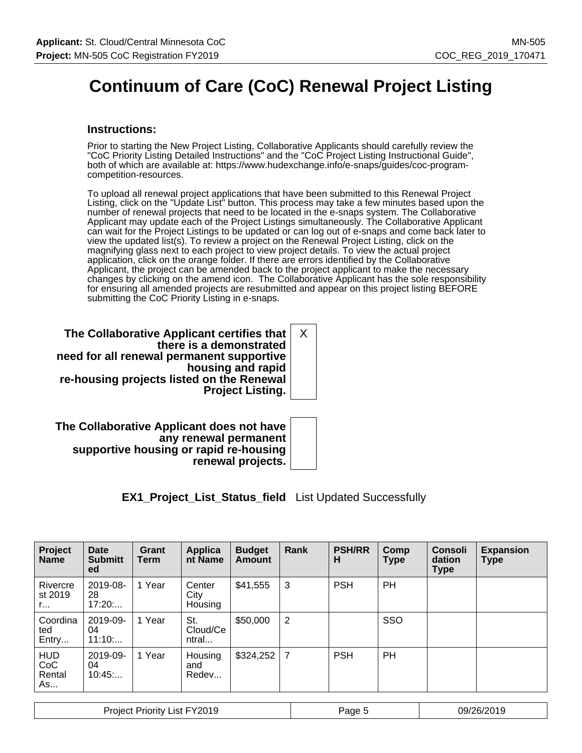# Continuum of Care (CoC) Renewal Project Listing

### Instructions:

Prior to starting the New Project Listing, Collaborative Applicants should carefully review the "CoC Priority Listing Detailed Instructions" and the "CoC Project Listing Instructional Guide", both of which are available at: https://www.hudexchange.info/e-snaps/guides/coc-program-competition-resources.

To upload all renewal project applications that have been submitted to this Renewal Project Listing, click on the "Update List" button. This process may take a few minutes based upon the number of renewal projects that need to be located in the e-snaps system. The Collaborative Applicant may update each of the Project Listings simultaneously. The Collaborative Applicant can wait for the Project Listings to be updated or can log out of e-snaps and come back later to view the updated list(s). To review a project on the Renewal Project Listing, click on the magnifying glass next to each project to view project details. To view the actual project application, click on the orange folder. If there are errors identified by the Collaborative Applicant, the project can be amended back to the project applicant to make the necessary changes by clicking on the amend icon. The Collaborative Applicant has the sole responsibility for ensuring all amended projects are resubmitted and appear on this project listing BEFORE submitting the CoC Priority Listing in e-snaps.

| | |
|---|---|
| **The Collaborative Applicant certifies that there is a demonstrated need for all renewal permanent supportive housing and rapid re-housing projects listed on the Renewal Project Listing.** | X |
| **The Collaborative Applicant does not have any renewal permanent supportive housing or rapid re-housing renewal projects.** | |

**EX1_Project_List_Status_field** List Updated Successfully

| Project Name | Date Submitted | Grant Term | Applicant Name | Budget Amount | Rank | PSH/RRH | Comp Type | Consolidation Type | Expansion Type |
|---|---|---|---|---|---|---|---|---|---|
| Rivercrest 2019 r... | 2019-08-28 17:20:... | 1 Year | Center City Housing | $41,555 | 3 | PSH | PH | | |
| Coordinated Entry... | 2019-09-04 11:10:... | 1 Year | St. Cloud/Central... | $50,000 | 2 | | SSO | | |
| HUD CoC Rental As... | 2019-09-04 10:45:... | 1 Year | Housing and Redev... | $324,252 | 7 | PSH | PH | | |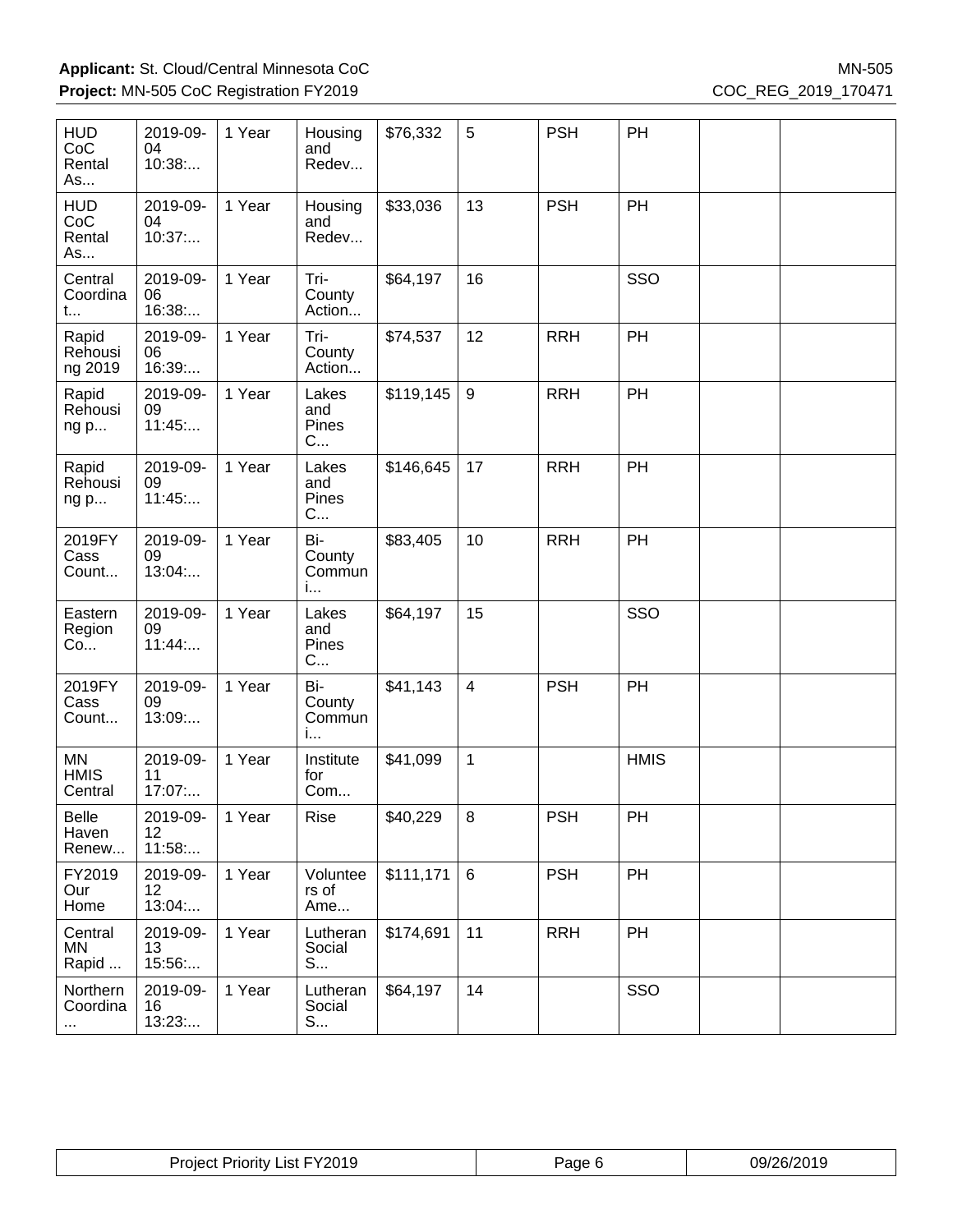| HUD CoC Rental As... | 2019-09-04 10:38:... | 1 Year | Housing and Redev... | $76,332 | 5 | PSH | PH | | |
|---|---|---|---|---|---|---|---|---|---|
| HUD CoC Rental As... | 2019-09-04 10:37:... | 1 Year | Housing and Redev... | $33,036 | 13 | PSH | PH | | |
| Central Coordinat... | 2019-09-06 16:38:... | 1 Year | Tri-County Action... | $64,197 | 16 | | SSO | | |
| Rapid Rehousing 2019 | 2019-09-06 16:39:... | 1 Year | Tri-County Action... | $74,537 | 12 | RRH | PH | | |
| Rapid Rehousing p... | 2019-09-09 11:45:... | 1 Year | Lakes and Pines C... | $119,145 | 9 | RRH | PH | | |
| Rapid Rehousing p... | 2019-09-09 11:45:... | 1 Year | Lakes and Pines C... | $146,645 | 17 | RRH | PH | | |
| 2019FY Cass Count... | 2019-09-09 13:04:... | 1 Year | Bi-County Communi... | $83,405 | 10 | RRH | PH | | |
| Eastern Region Co... | 2019-09-09 11:44:... | 1 Year | Lakes and Pines C... | $64,197 | 15 | | SSO | | |
| 2019FY Cass Count... | 2019-09-09 13:09:... | 1 Year | Bi-County Communi... | $41,143 | 4 | PSH | PH | | |
| MN HMIS Central | 2019-09-11 17:07:... | 1 Year | Institute for Com... | $41,099 | 1 | | HMIS | | |
| Belle Haven Renew... | 2019-09-12 11:58:... | 1 Year | Rise | $40,229 | 8 | PSH | PH | | |
| FY2019 Our Home | 2019-09-12 13:04:... | 1 Year | Volunteers of Ame... | $111,171 | 6 | PSH | PH | | |
| Central MN Rapid ... | 2019-09-13 15:56:... | 1 Year | Lutheran Social S... | $174,691 | 11 | RRH | PH | | |
| Northern Coordina... | 2019-09-16 13:23:... | 1 Year | Lutheran Social S... | $64,197 | 14 | | SSO | | |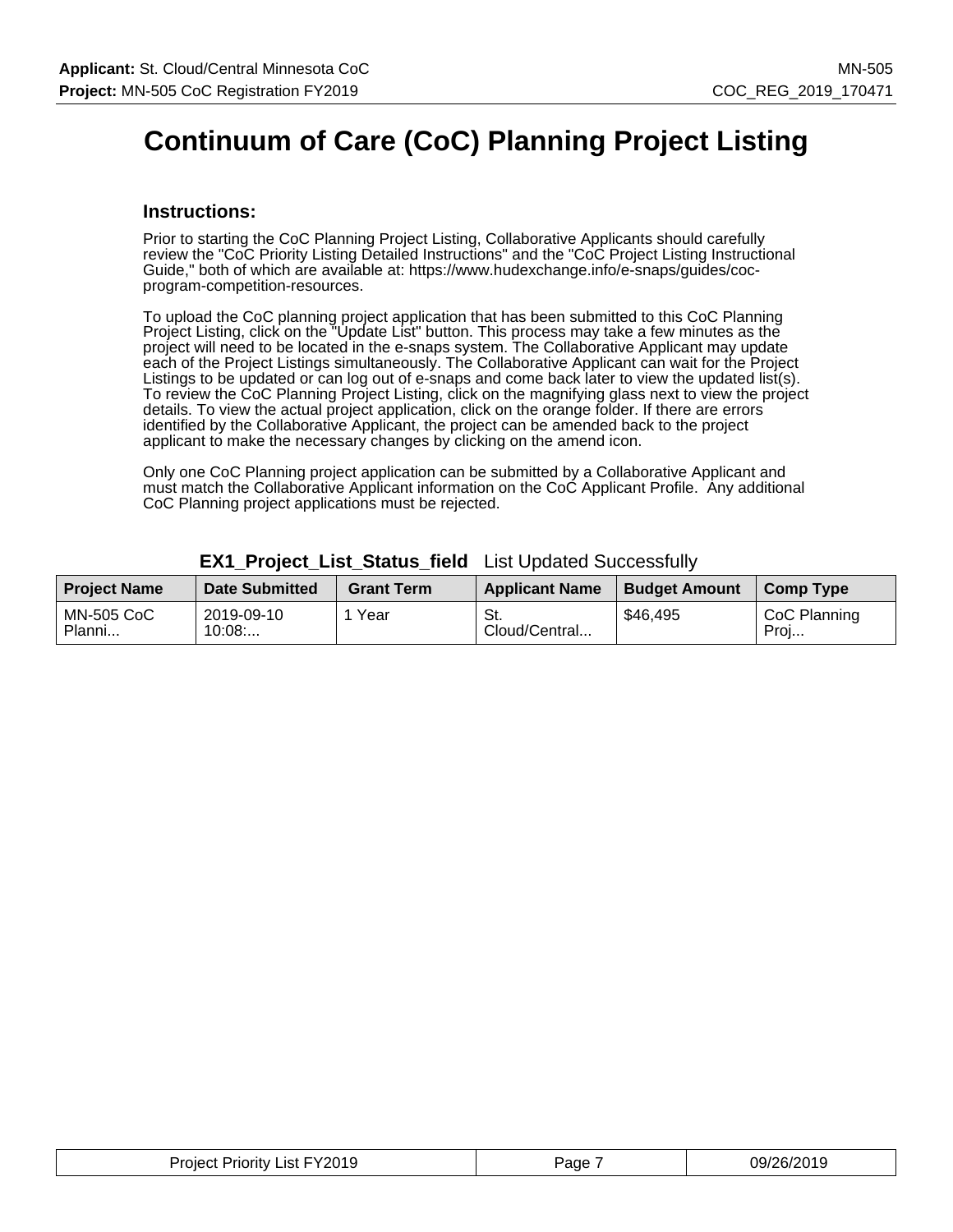# Continuum of Care (CoC) Planning Project Listing

## Instructions:

Prior to starting the CoC Planning Project Listing, Collaborative Applicants should carefully review the "CoC Priority Listing Detailed Instructions" and the "CoC Project Listing Instructional Guide," both of which are available at: https://www.hudexchange.info/e-snaps/guides/coc-program-competition-resources.

To upload the CoC planning project application that has been submitted to this CoC Planning Project Listing, click on the "Update List" button. This process may take a few minutes as the project will need to be located in the e-snaps system. The Collaborative Applicant may update each of the Project Listings simultaneously. The Collaborative Applicant can wait for the Project Listings to be updated or can log out of e-snaps and come back later to view the updated list(s). To review the CoC Planning Project Listing, click on the magnifying glass next to view the project details. To view the actual project application, click on the orange folder. If there are errors identified by the Collaborative Applicant, the project can be amended back to the project applicant to make the necessary changes by clicking on the amend icon.

Only one CoC Planning project application can be submitted by a Collaborative Applicant and must match the Collaborative Applicant information on the CoC Applicant Profile. Any additional CoC Planning project applications must be rejected.

**EX1_Project_List_Status_field** List Updated Successfully

| Project Name | Date Submitted | Grant Term | Applicant Name | Budget Amount | Comp Type |
|---|---|---|---|---|---|
| MN-505 CoC Planni... | 2019-09-10 10:08:... | 1 Year | St. Cloud/Central... | $46,495 | CoC Planning Proj... |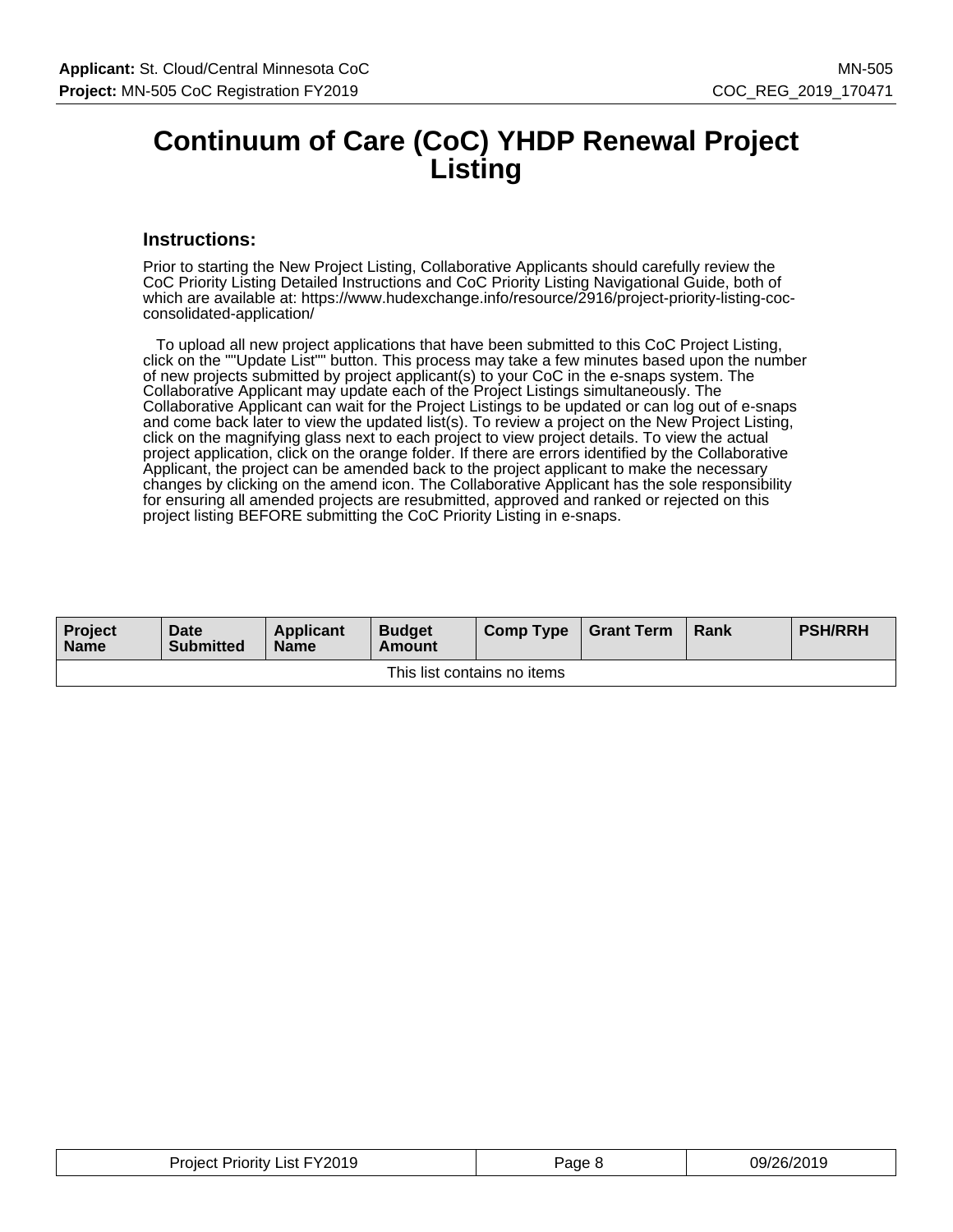# Continuum of Care (CoC) YHDP Renewal Project Listing

### Instructions:

Prior to starting the New Project Listing, Collaborative Applicants should carefully review the CoC Priority Listing Detailed Instructions and CoC Priority Listing Navigational Guide, both of which are available at: https://www.hudexchange.info/resource/2916/project-priority-listing-coc-consolidated-application/

To upload all new project applications that have been submitted to this CoC Project Listing, click on the ""Update List"" button. This process may take a few minutes based upon the number of new projects submitted by project applicant(s) to your CoC in the e-snaps system. The Collaborative Applicant may update each of the Project Listings simultaneously. The Collaborative Applicant can wait for the Project Listings to be updated or can log out of e-snaps and come back later to view the updated list(s). To review a project on the New Project Listing, click on the magnifying glass next to each project to view project details. To view the actual project application, click on the orange folder. If there are errors identified by the Collaborative Applicant, the project can be amended back to the project applicant to make the necessary changes by clicking on the amend icon. The Collaborative Applicant has the sole responsibility for ensuring all amended projects are resubmitted, approved and ranked or rejected on this project listing BEFORE submitting the CoC Priority Listing in e-snaps.

| Project Name | Date Submitted | Applicant Name | Budget Amount | Comp Type | Grant Term | Rank | PSH/RRH |
|---|---|---|---|---|---|---|---|
| This list contains no items | | | | | | | |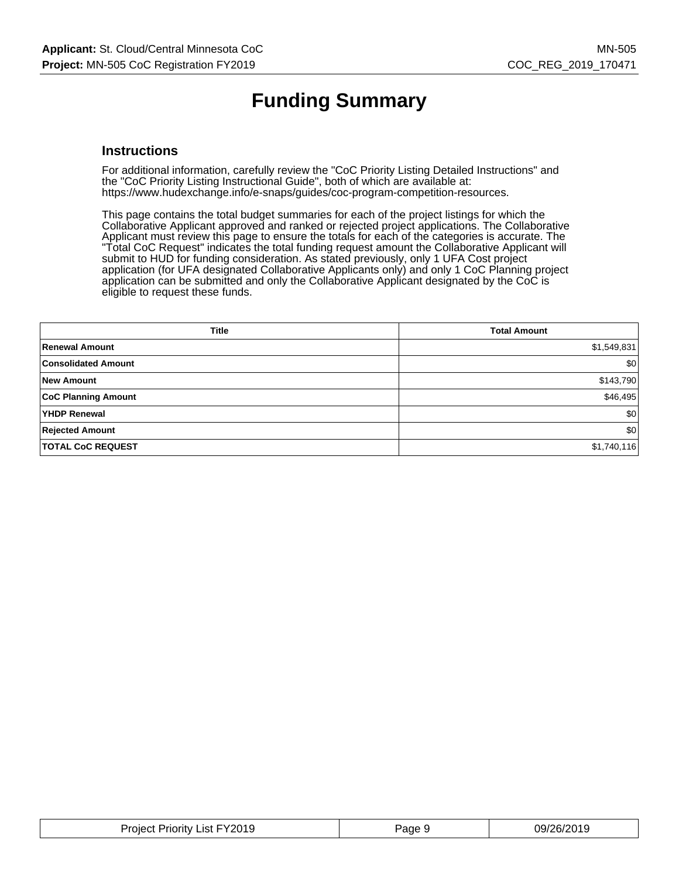# Funding Summary

## Instructions

For additional information, carefully review the "CoC Priority Listing Detailed Instructions" and the "CoC Priority Listing Instructional Guide", both of which are available at: https://www.hudexchange.info/e-snaps/guides/coc-program-competition-resources.

This page contains the total budget summaries for each of the project listings for which the Collaborative Applicant approved and ranked or rejected project applications. The Collaborative Applicant must review this page to ensure the totals for each of the categories is accurate. The "Total CoC Request" indicates the total funding request amount the Collaborative Applicant will submit to HUD for funding consideration. As stated previously, only 1 UFA Cost project application (for UFA designated Collaborative Applicants only) and only 1 CoC Planning project application can be submitted and only the Collaborative Applicant designated by the CoC is eligible to request these funds.

| Title | Total Amount |
|---|---|
| **Renewal Amount** | $1,549,831 |
| **Consolidated Amount** | $0 |
| **New Amount** | $143,790 |
| **CoC Planning Amount** | $46,495 |
| **YHDP Renewal** | $0 |
| **Rejected Amount** | $0 |
| **TOTAL CoC REQUEST** | $1,740,116 |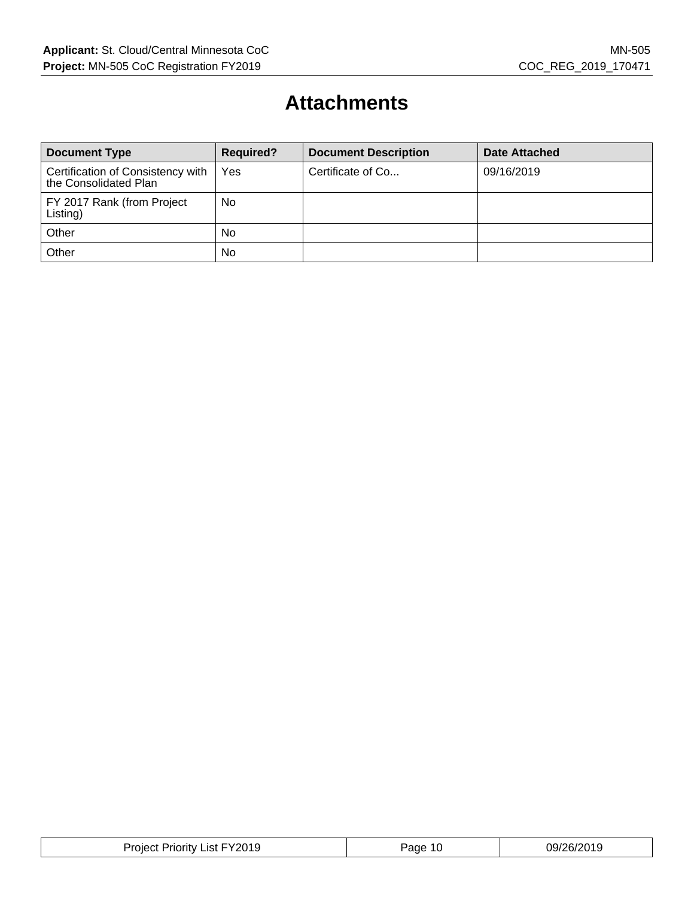# Attachments

| Document Type | Required? | Document Description | Date Attached |
| --- | --- | --- | --- |
| Certification of Consistency with the Consolidated Plan | Yes | Certificate of Co... | 09/16/2019 |
| FY 2017 Rank (from Project Listing) | No | | |
| Other | No | | |
| Other | No | | |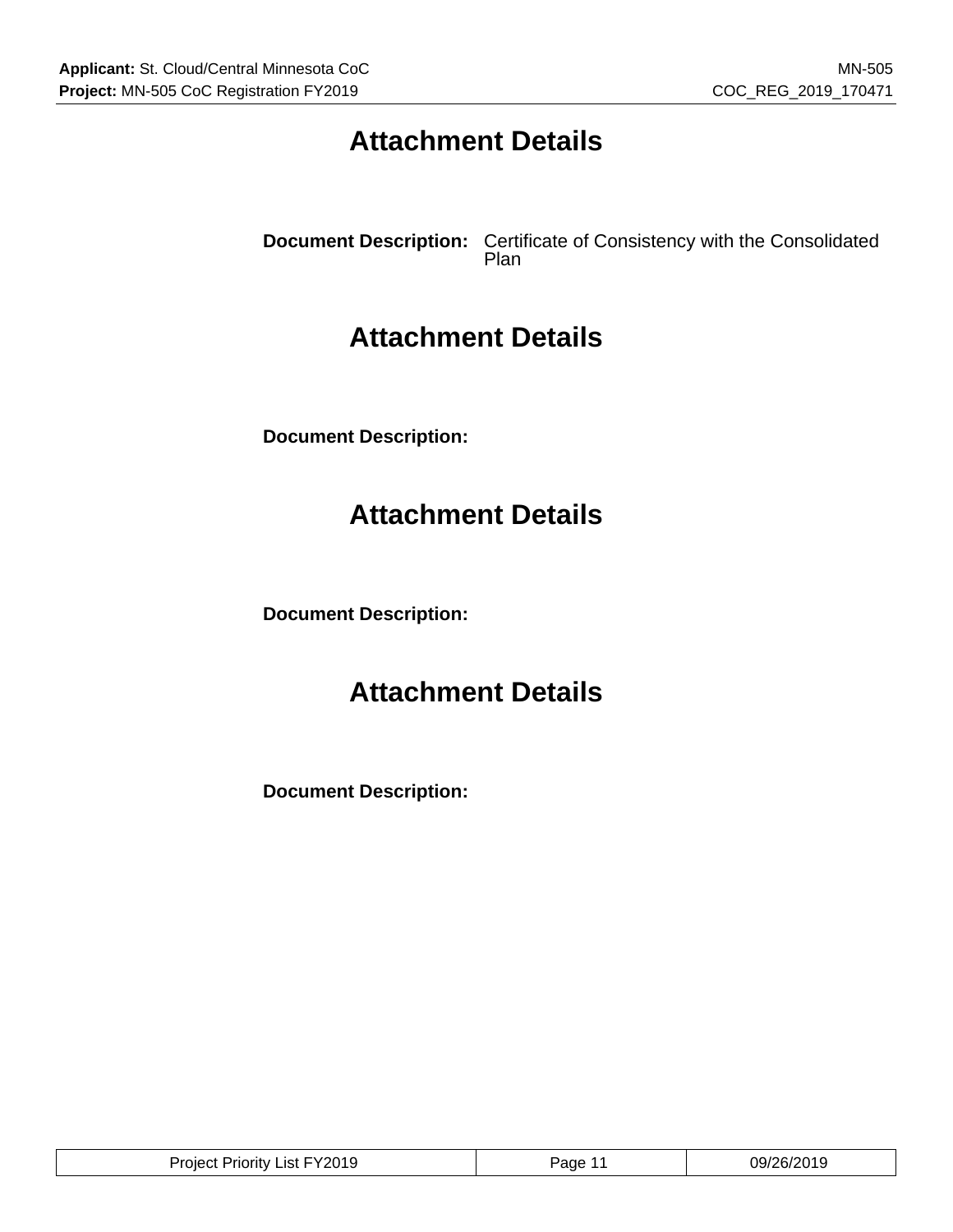# Attachment Details

**Document Description:** Certificate of Consistency with the Consolidated Plan

# Attachment Details

**Document Description:**

# Attachment Details

**Document Description:**

# Attachment Details

**Document Description:**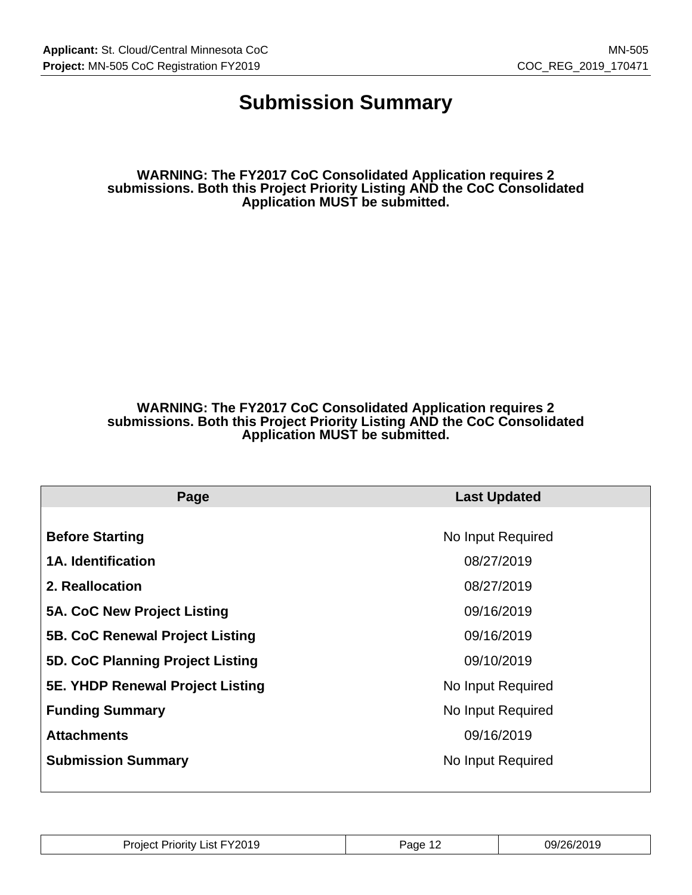# Submission Summary

**WARNING: The FY2017 CoC Consolidated Application requires 2 submissions. Both this Project Priority Listing AND the CoC Consolidated Application MUST be submitted.**

**WARNING: The FY2017 CoC Consolidated Application requires 2 submissions. Both this Project Priority Listing AND the CoC Consolidated Application MUST be submitted.**

| Page | Last Updated |
|---|---|
| **Before Starting** | No Input Required |
| **1A. Identification** | 08/27/2019 |
| **2. Reallocation** | 08/27/2019 |
| **5A. CoC New Project Listing** | 09/16/2019 |
| **5B. CoC Renewal Project Listing** | 09/16/2019 |
| **5D. CoC Planning Project Listing** | 09/10/2019 |
| **5E. YHDP Renewal Project Listing** | No Input Required |
| **Funding Summary** | No Input Required |
| **Attachments** | 09/16/2019 |
| **Submission Summary** | No Input Required |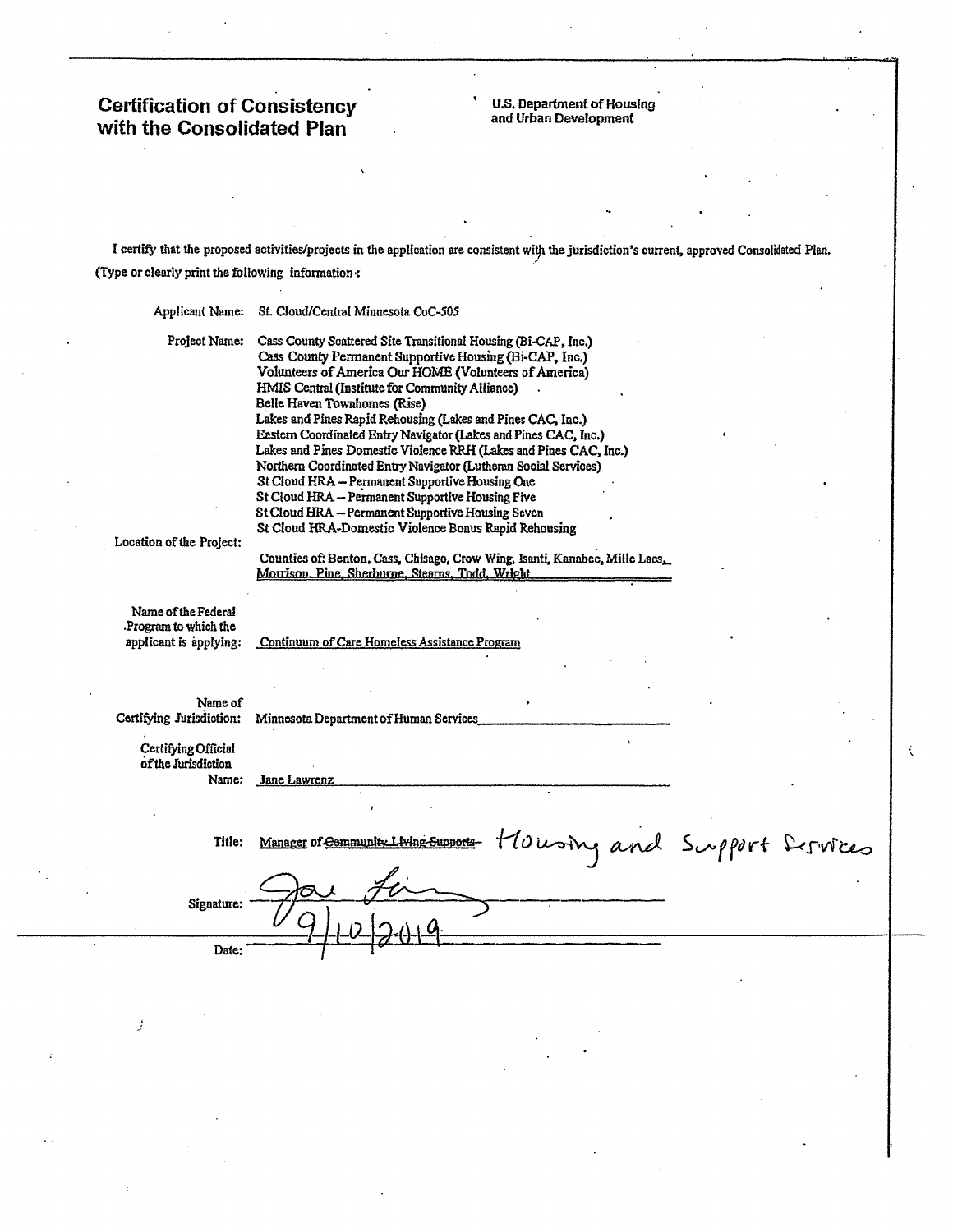# Certification of Consistency with the Consolidated Plan

**U.S. Department of Housing and Urban Development**

I certify that the proposed activities/projects in the application are consistent with the jurisdiction's current, approved Consolidated Plan.

(Type or clearly print the following information:

Applicant Name: St. Cloud/Central Minnesota CoC-505

Project Name:
- Cass County Scattered Site Transitional Housing (Bi-CAP, Inc.)
- Cass County Permanent Supportive Housing (Bi-CAP, Inc.)
- Volunteers of America Our HOME (Volunteers of America)
- HMIS Central (Institute for Community Alliance)
- Belle Haven Townhomes (Rise)
- Lakes and Pines Rapid Rehousing (Lakes and Pines CAC, Inc.)
- Eastern Coordinated Entry Navigator (Lakes and Pines CAC, Inc.)
- Lakes and Pines Domestic Violence RRH (Lakes and Pines CAC, Inc.)
- Northern Coordinated Entry Navigator (Lutheran Social Services)
- St Cloud HRA – Permanent Supportive Housing One
- St Cloud HRA – Permanent Supportive Housing Five
- St Cloud HRA – Permanent Supportive Housing Seven
- St Cloud HRA-Domestic Violence Bonus Rapid Rehousing

Location of the Project: Counties of: Benton, Cass, Chisago, Crow Wing, Isanti, Kanabec, Mille Lacs, Morrison, Pine, Sherburne, Stearns, Todd, Wright

Name of the Federal Program to which the applicant is applying: Continuum of Care Homeless Assistance Program

Name of Certifying Jurisdiction: Minnesota Department of Human Services

Certifying Official of the Jurisdiction Name: Jane Lawrenz

Title: Manager of ~~Community Living Supports~~ Housing and Support Services

Signature: [signature]

Date: 9/10/2019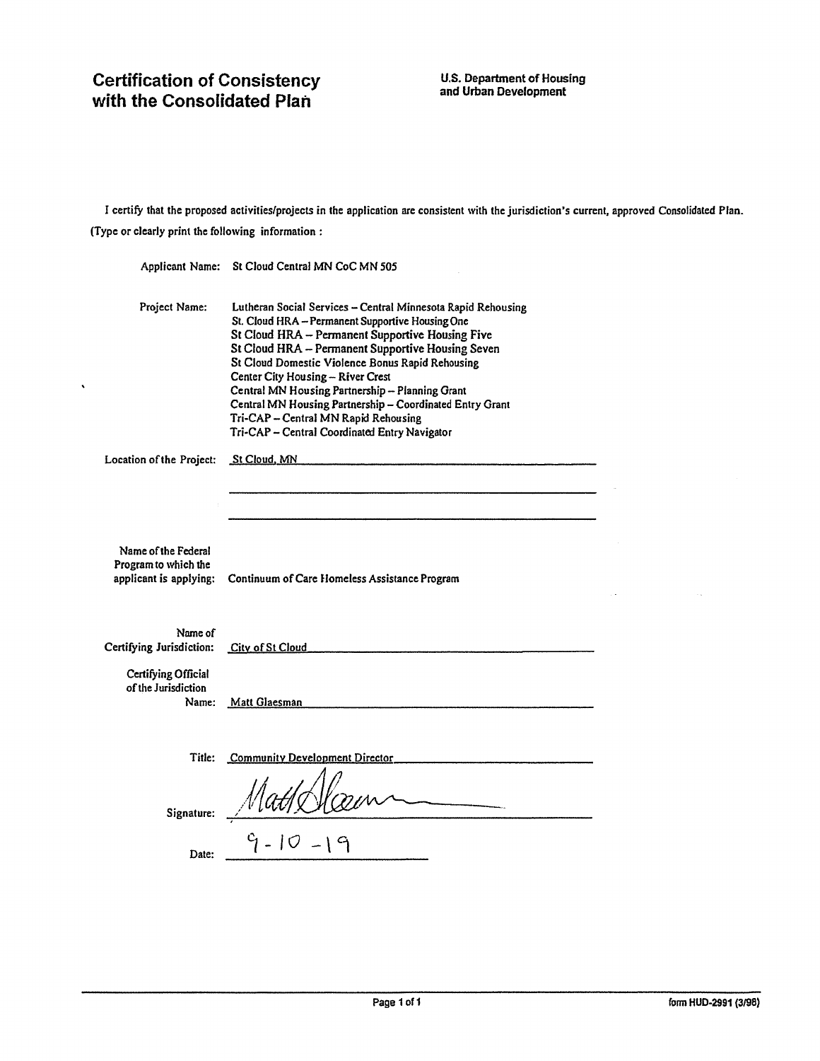# Certification of Consistency with the Consolidated Plan

**U.S. Department of Housing and Urban Development**

I certify that the proposed activities/projects in the application are consistent with the jurisdiction's current, approved Consolidated Plan.
(Type or clearly print the following information :

Applicant Name: St Cloud Central MN CoC MN 505

Project Name:
Lutheran Social Services – Central Minnesota Rapid Rehousing
St. Cloud HRA – Permanent Supportive Housing One
St Cloud HRA – Permanent Supportive Housing Five
St Cloud HRA – Permanent Supportive Housing Seven
St Cloud Domestic Violence Bonus Rapid Rehousing
Center City Housing – River Crest
Central MN Housing Partnership – Planning Grant
Central MN Housing Partnership – Coordinated Entry Grant
Tri-CAP – Central MN Rapid Rehousing
Tri-CAP – Central Coordinated Entry Navigator

Location of the Project: St Cloud, MN

Name of the Federal Program to which the applicant is applying: Continuum of Care Homeless Assistance Program

Name of Certifying Jurisdiction: City of St Cloud

Certifying Official of the Jurisdiction Name: Matt Glaesman

Title: Community Development Director

Signature: Matt Glaesman

Date: 9-10-19

form HUD-2991 (3/98)